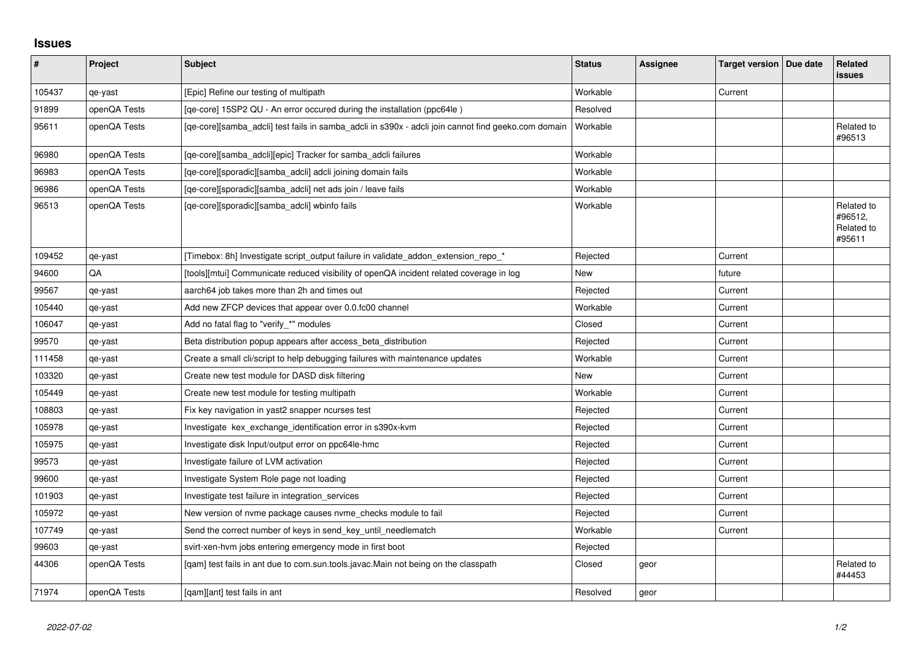## Issues

| # | Project | Subject | Status | Assignee | Target version | Due date | Related issues |
|---|---|---|---|---|---|---|---|
| 105437 | qe-yast | [Epic] Refine our testing of multipath | Workable | | Current | | |
| 91899 | openQA Tests | [qe-core] 15SP2 QU - An error occured during the installation (ppc64le ) | Resolved | | | | |
| 95611 | openQA Tests | [qe-core][samba_adcli] test fails in samba_adcli in s390x - adcli join cannot find geeko.com domain | Workable | | | | Related to #96513 |
| 96980 | openQA Tests | [qe-core][samba_adcli][epic] Tracker for samba_adcli failures | Workable | | | | |
| 96983 | openQA Tests | [qe-core][sporadic][samba_adcli] adcli joining domain fails | Workable | | | | |
| 96986 | openQA Tests | [qe-core][sporadic][samba_adcli] net ads join / leave fails | Workable | | | | |
| 96513 | openQA Tests | [qe-core][sporadic][samba_adcli] wbinfo fails | Workable | | | | Related to #96512, Related to #95611 |
| 109452 | qe-yast | [Timebox: 8h] Investigate script_output failure in validate_addon_extension_repo_* | Rejected | | Current | | |
| 94600 | QA | [tools][mtui] Communicate reduced visibility of openQA incident related coverage in log | New | | future | | |
| 99567 | qe-yast | aarch64 job takes more than 2h and times out | Rejected | | Current | | |
| 105440 | qe-yast | Add new ZFCP devices that appear over 0.0.fc00 channel | Workable | | Current | | |
| 106047 | qe-yast | Add no fatal flag to "verify_*" modules | Closed | | Current | | |
| 99570 | qe-yast | Beta distribution popup appears after access_beta_distribution | Rejected | | Current | | |
| 111458 | qe-yast | Create a small cli/script to help debugging failures with maintenance updates | Workable | | Current | | |
| 103320 | qe-yast | Create new test module for DASD disk filtering | New | | Current | | |
| 105449 | qe-yast | Create new test module for testing multipath | Workable | | Current | | |
| 108803 | qe-yast | Fix key navigation in yast2 snapper ncurses test | Rejected | | Current | | |
| 105978 | qe-yast | Investigate kex_exchange_identification error in s390x-kvm | Rejected | | Current | | |
| 105975 | qe-yast | Investigate disk Input/output error on ppc64le-hmc | Rejected | | Current | | |
| 99573 | qe-yast | Investigate failure of LVM activation | Rejected | | Current | | |
| 99600 | qe-yast | Investigate System Role page not loading | Rejected | | Current | | |
| 101903 | qe-yast | Investigate test failure in integration_services | Rejected | | Current | | |
| 105972 | qe-yast | New version of nvme package causes nvme_checks module to fail | Rejected | | Current | | |
| 107749 | qe-yast | Send the correct number of keys in send_key_until_needlematch | Workable | | Current | | |
| 99603 | qe-yast | svirt-xen-hvm jobs entering emergency mode in first boot | Rejected | | | | |
| 44306 | openQA Tests | [qam] test fails in ant due to com.sun.tools.javac.Main not being on the classpath | Closed | geor | | | Related to #44453 |
| 71974 | openQA Tests | [qam][ant] test fails in ant | Resolved | geor | | | |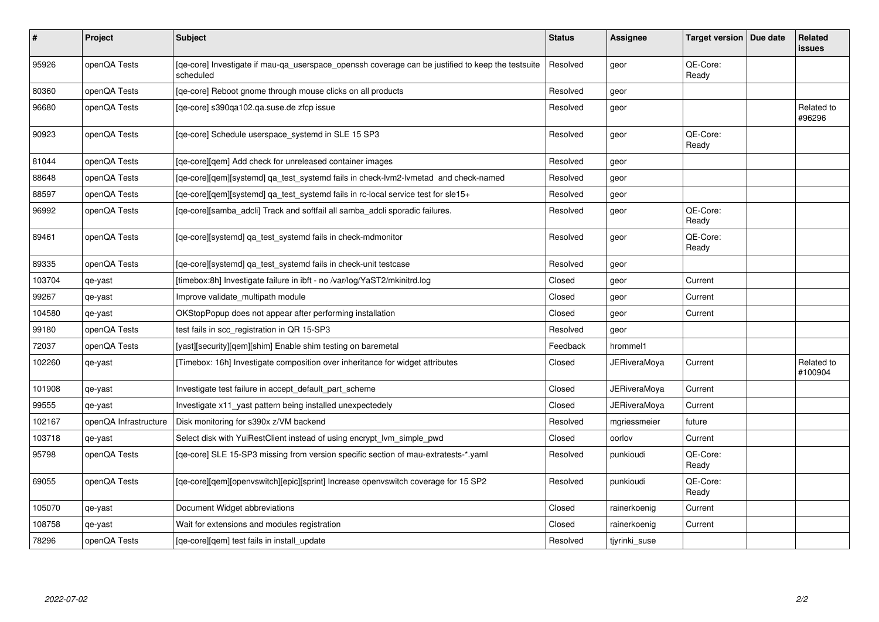| # | Project | Subject | Status | Assignee | Target version | Due date | Related issues |
| --- | --- | --- | --- | --- | --- | --- | --- |
| 95926 | openQA Tests | [qe-core] Investigate if mau-qa_userspace_openssh coverage can be justified to keep the testsuite scheduled | Resolved | geor | QE-Core: Ready | | |
| 80360 | openQA Tests | [qe-core] Reboot gnome through mouse clicks on all products | Resolved | geor | | | |
| 96680 | openQA Tests | [qe-core] s390qa102.qa.suse.de zfcp issue | Resolved | geor | | | Related to #96296 |
| 90923 | openQA Tests | [qe-core] Schedule userspace_systemd in SLE 15 SP3 | Resolved | geor | QE-Core: Ready | | |
| 81044 | openQA Tests | [qe-core][qem] Add check for unreleased container images | Resolved | geor | | | |
| 88648 | openQA Tests | [qe-core][qem][systemd] qa_test_systemd fails in check-lvm2-lvmetad and check-named | Resolved | geor | | | |
| 88597 | openQA Tests | [qe-core][qem][systemd] qa_test_systemd fails in rc-local service test for sle15+ | Resolved | geor | | | |
| 96992 | openQA Tests | [qe-core][samba_adcli] Track and softfail all samba_adcli sporadic failures. | Resolved | geor | QE-Core: Ready | | |
| 89461 | openQA Tests | [qe-core][systemd] qa_test_systemd fails in check-mdmonitor | Resolved | geor | QE-Core: Ready | | |
| 89335 | openQA Tests | [qe-core][systemd] qa_test_systemd fails in check-unit testcase | Resolved | geor | | | |
| 103704 | qe-yast | [timebox:8h] Investigate failure in ibft - no /var/log/YaST2/mkinitrd.log | Closed | geor | Current | | |
| 99267 | qe-yast | Improve validate_multipath module | Closed | geor | Current | | |
| 104580 | qe-yast | OKStopPopup does not appear after performing installation | Closed | geor | Current | | |
| 99180 | openQA Tests | test fails in scc_registration in QR 15-SP3 | Resolved | geor | | | |
| 72037 | openQA Tests | [yast][security][qem][shim] Enable shim testing on baremetal | Feedback | hrommel1 | | | |
| 102260 | qe-yast | [Timebox: 16h] Investigate composition over inheritance for widget attributes | Closed | JERiveraMoya | Current | | Related to #100904 |
| 101908 | qe-yast | Investigate test failure in accept_default_part_scheme | Closed | JERiveraMoya | Current | | |
| 99555 | qe-yast | Investigate x11_yast pattern being installed unexpectedely | Closed | JERiveraMoya | Current | | |
| 102167 | openQA Infrastructure | Disk monitoring for s390x z/VM backend | Resolved | mgriessmeier | future | | |
| 103718 | qe-yast | Select disk with YuiRestClient instead of using encrypt_lvm_simple_pwd | Closed | oorlov | Current | | |
| 95798 | openQA Tests | [qe-core] SLE 15-SP3 missing from version specific section of mau-extratests-*.yaml | Resolved | punkioudi | QE-Core: Ready | | |
| 69055 | openQA Tests | [qe-core][qem][openvswitch][epic][sprint] Increase openvswitch coverage for 15 SP2 | Resolved | punkioudi | QE-Core: Ready | | |
| 105070 | qe-yast | Document Widget abbreviations | Closed | rainerkoenig | Current | | |
| 108758 | qe-yast | Wait for extensions and modules registration | Closed | rainerkoenig | Current | | |
| 78296 | openQA Tests | [qe-core][qem] test fails in install_update | Resolved | tjyrinki_suse | | | |